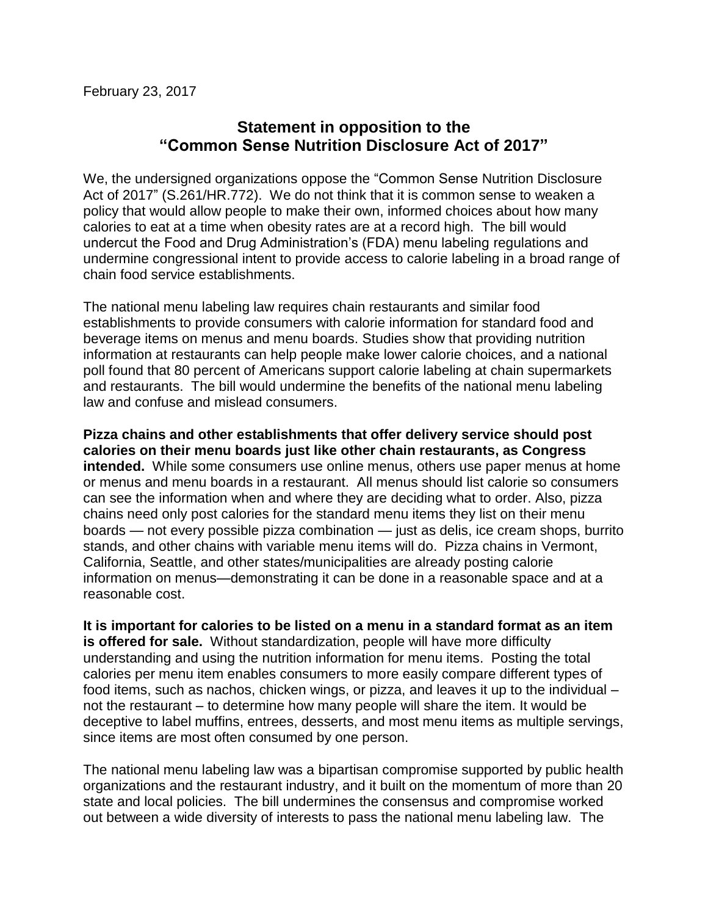February 23, 2017

# Statement in opposition to the "Common Sense Nutrition Disclosure Act of 2017"

We, the undersigned organizations oppose the "Common Sense Nutrition Disclosure Act of 2017" (S.261/HR.772). We do not think that it is common sense to weaken a policy that would allow people to make their own, informed choices about how many calories to eat at a time when obesity rates are at a record high. The bill would undercut the Food and Drug Administration's (FDA) menu labeling regulations and undermine congressional intent to provide access to calorie labeling in a broad range of chain food service establishments.

The national menu labeling law requires chain restaurants and similar food establishments to provide consumers with calorie information for standard food and beverage items on menus and menu boards. Studies show that providing nutrition information at restaurants can help people make lower calorie choices, and a national poll found that 80 percent of Americans support calorie labeling at chain supermarkets and restaurants. The bill would undermine the benefits of the national menu labeling law and confuse and mislead consumers.

**Pizza chains and other establishments that offer delivery service should post calories on their menu boards just like other chain restaurants, as Congress intended.** While some consumers use online menus, others use paper menus at home or menus and menu boards in a restaurant. All menus should list calorie so consumers can see the information when and where they are deciding what to order. Also, pizza chains need only post calories for the standard menu items they list on their menu boards — not every possible pizza combination — just as delis, ice cream shops, burrito stands, and other chains with variable menu items will do. Pizza chains in Vermont, California, Seattle, and other states/municipalities are already posting calorie information on menus—demonstrating it can be done in a reasonable space and at a reasonable cost.

**It is important for calories to be listed on a menu in a standard format as an item is offered for sale.** Without standardization, people will have more difficulty understanding and using the nutrition information for menu items. Posting the total calories per menu item enables consumers to more easily compare different types of food items, such as nachos, chicken wings, or pizza, and leaves it up to the individual – not the restaurant – to determine how many people will share the item. It would be deceptive to label muffins, entrees, desserts, and most menu items as multiple servings, since items are most often consumed by one person.

The national menu labeling law was a bipartisan compromise supported by public health organizations and the restaurant industry, and it built on the momentum of more than 20 state and local policies. The bill undermines the consensus and compromise worked out between a wide diversity of interests to pass the national menu labeling law. The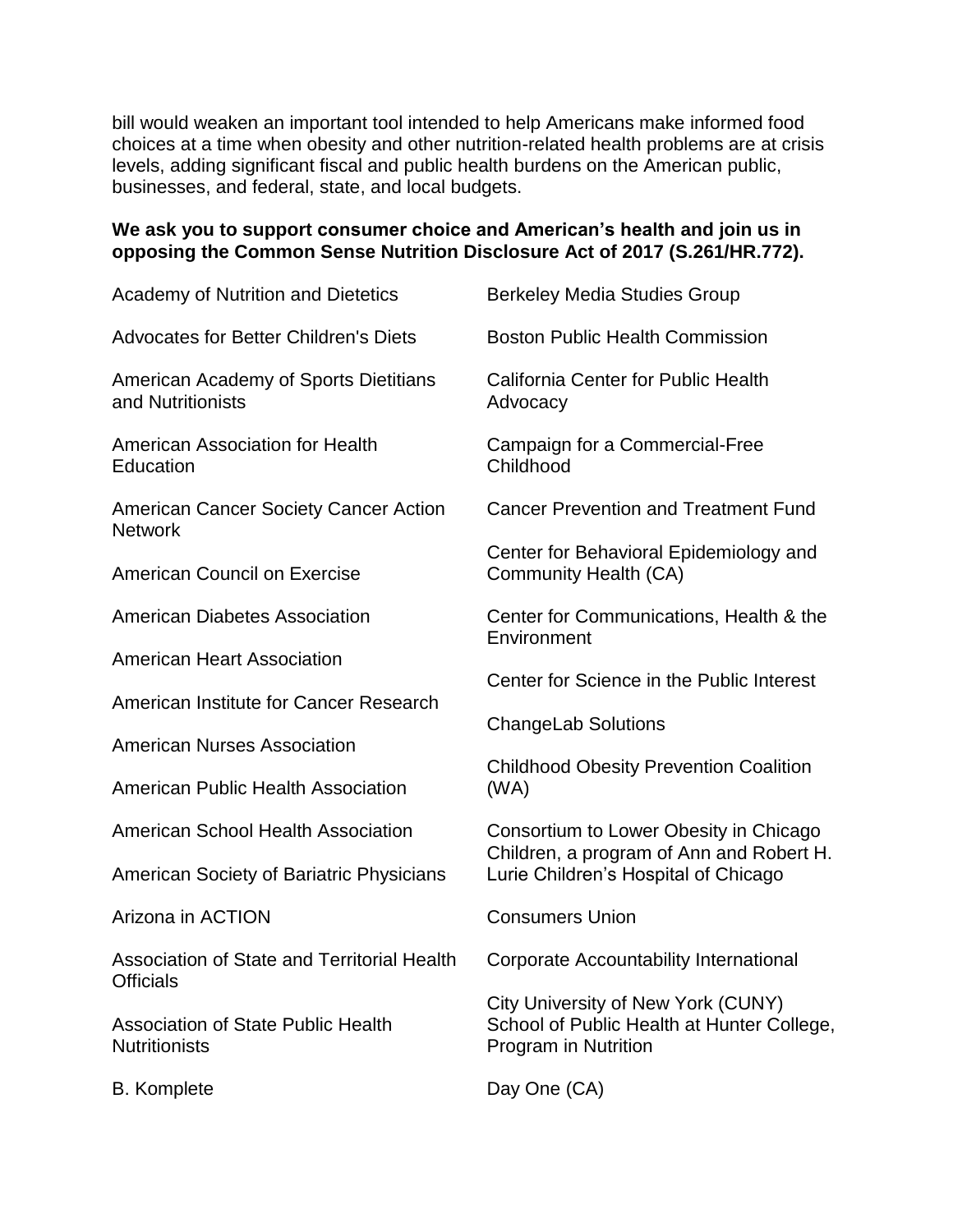bill would weaken an important tool intended to help Americans make informed food choices at a time when obesity and other nutrition-related health problems are at crisis levels, adding significant fiscal and public health burdens on the American public, businesses, and federal, state, and local budgets.

**We ask you to support consumer choice and American's health and join us in opposing the Common Sense Nutrition Disclosure Act of 2017 (S.261/HR.772).**

Academy of Nutrition and Dietetics

Advocates for Better Children's Diets

American Academy of Sports Dietitians and Nutritionists

American Association for Health Education

American Cancer Society Cancer Action Network

American Council on Exercise

American Diabetes Association

American Heart Association

American Institute for Cancer Research

American Nurses Association

American Public Health Association

American School Health Association

American Society of Bariatric Physicians

Arizona in ACTION

Association of State and Territorial Health Officials

Association of State Public Health Nutritionists

B. Komplete

Berkeley Media Studies Group

Boston Public Health Commission

California Center for Public Health Advocacy

Campaign for a Commercial-Free Childhood

Cancer Prevention and Treatment Fund

Center for Behavioral Epidemiology and Community Health (CA)

Center for Communications, Health & the Environment

Center for Science in the Public Interest

ChangeLab Solutions

Childhood Obesity Prevention Coalition (WA)

Consortium to Lower Obesity in Chicago Children, a program of Ann and Robert H. Lurie Children's Hospital of Chicago

Consumers Union

Corporate Accountability International

City University of New York (CUNY) School of Public Health at Hunter College, Program in Nutrition

Day One (CA)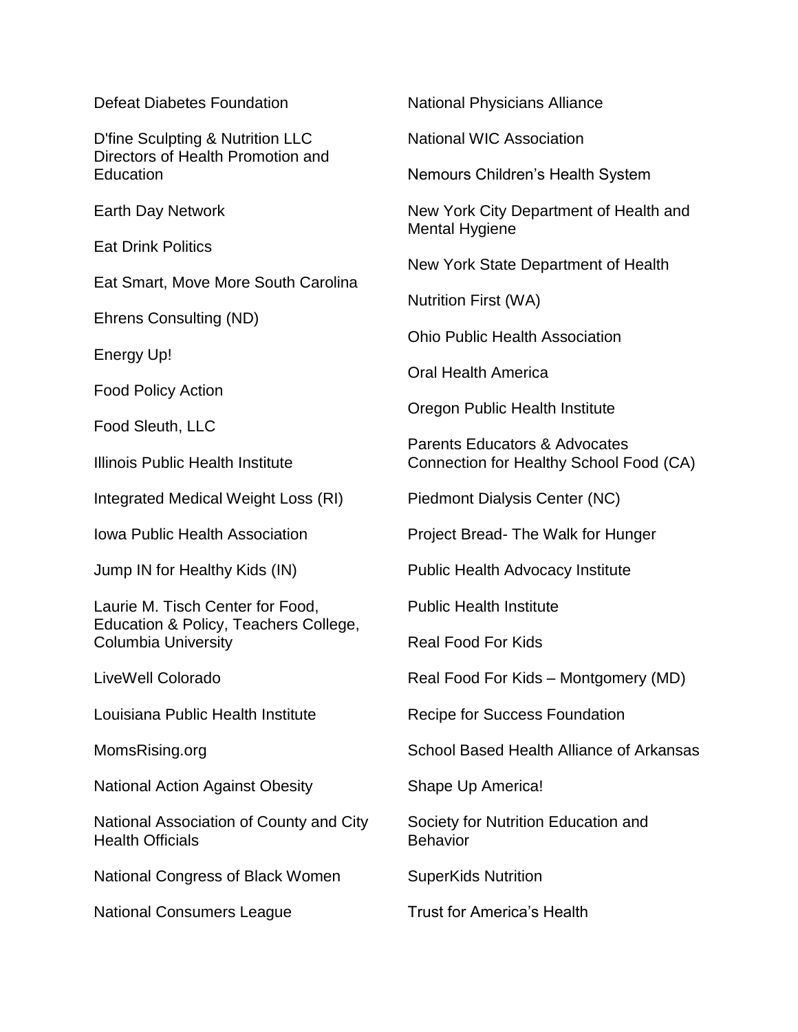Defeat Diabetes Foundation

D'fine Sculpting & Nutrition LLC

Directors of Health Promotion and Education

Earth Day Network

Eat Drink Politics

Eat Smart, Move More South Carolina

Ehrens Consulting (ND)

Energy Up!

Food Policy Action

Food Sleuth, LLC

Illinois Public Health Institute

Integrated Medical Weight Loss (RI)

Iowa Public Health Association

Jump IN for Healthy Kids (IN)

Laurie M. Tisch Center for Food, Education & Policy, Teachers College, Columbia University

LiveWell Colorado

Louisiana Public Health Institute

MomsRising.org

National Action Against Obesity

National Association of County and City Health Officials

National Congress of Black Women

National Consumers League

National Physicians Alliance

National WIC Association

Nemours Children's Health System

New York City Department of Health and Mental Hygiene

New York State Department of Health

Nutrition First (WA)

Ohio Public Health Association

Oral Health America

Oregon Public Health Institute

Parents Educators & Advocates Connection for Healthy School Food (CA)

Piedmont Dialysis Center (NC)

Project Bread- The Walk for Hunger

Public Health Advocacy Institute

Public Health Institute

Real Food For Kids

Real Food For Kids – Montgomery (MD)

Recipe for Success Foundation

School Based Health Alliance of Arkansas

Shape Up America!

Society for Nutrition Education and Behavior

SuperKids Nutrition

Trust for America's Health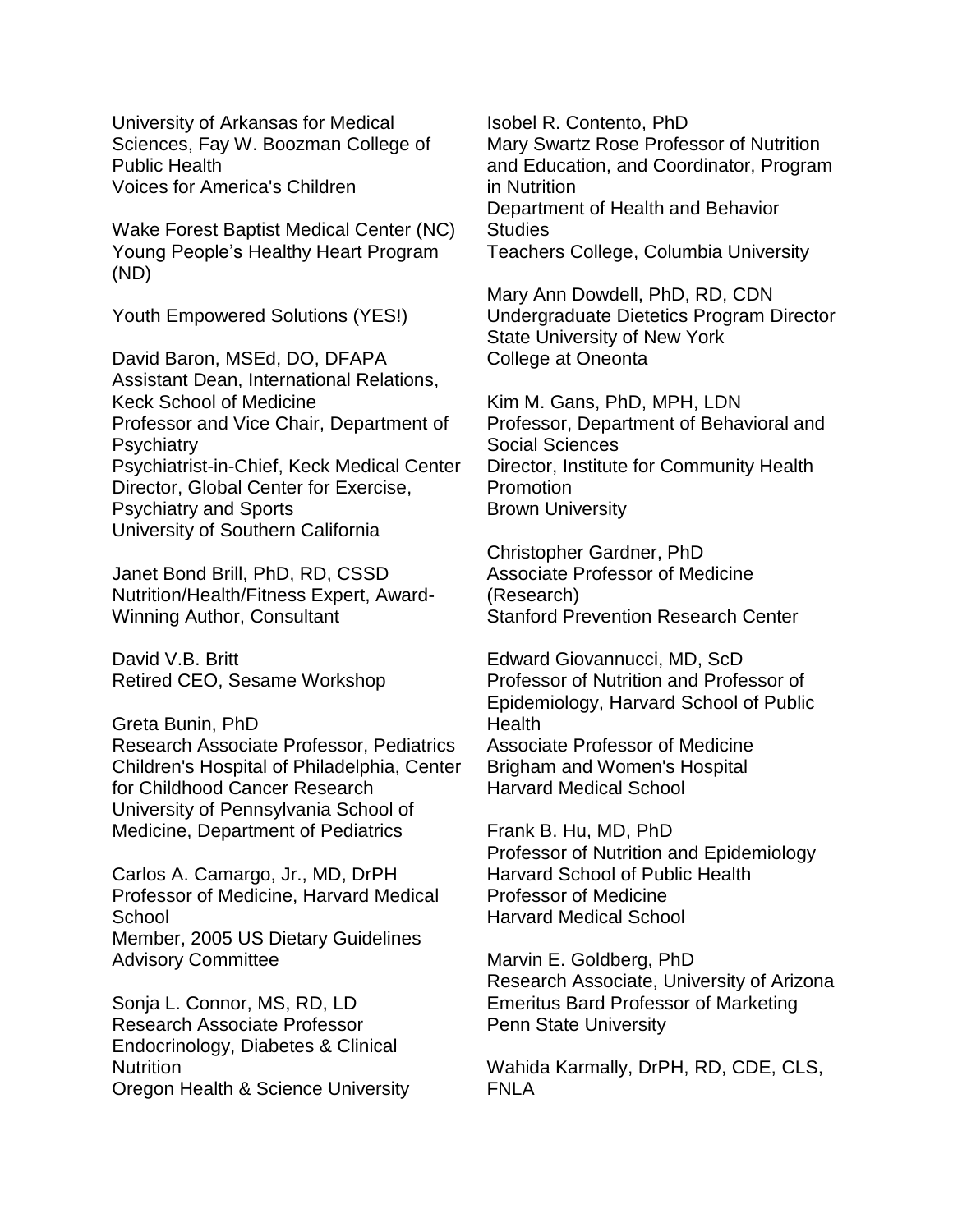University of Arkansas for Medical Sciences, Fay W. Boozman College of Public Health
Voices for America's Children

Wake Forest Baptist Medical Center (NC)
Young People's Healthy Heart Program (ND)

Youth Empowered Solutions (YES!)

David Baron, MSEd, DO, DFAPA
Assistant Dean, International Relations, Keck School of Medicine
Professor and Vice Chair, Department of Psychiatry
Psychiatrist-in-Chief, Keck Medical Center
Director, Global Center for Exercise, Psychiatry and Sports
University of Southern California

Janet Bond Brill, PhD, RD, CSSD
Nutrition/Health/Fitness Expert, Award-Winning Author, Consultant

David V.B. Britt
Retired CEO, Sesame Workshop

Greta Bunin, PhD
Research Associate Professor, Pediatrics
Children's Hospital of Philadelphia, Center for Childhood Cancer Research
University of Pennsylvania School of Medicine, Department of Pediatrics

Carlos A. Camargo, Jr., MD, DrPH
Professor of Medicine, Harvard Medical School
Member, 2005 US Dietary Guidelines Advisory Committee

Sonja L. Connor, MS, RD, LD
Research Associate Professor
Endocrinology, Diabetes & Clinical Nutrition
Oregon Health & Science University

Isobel R. Contento, PhD
Mary Swartz Rose Professor of Nutrition and Education, and Coordinator, Program in Nutrition
Department of Health and Behavior Studies
Teachers College, Columbia University

Mary Ann Dowdell, PhD, RD, CDN
Undergraduate Dietetics Program Director
State University of New York
College at Oneonta

Kim M. Gans, PhD, MPH, LDN
Professor, Department of Behavioral and Social Sciences
Director, Institute for Community Health Promotion
Brown University

Christopher Gardner, PhD
Associate Professor of Medicine (Research)
Stanford Prevention Research Center

Edward Giovannucci, MD, ScD
Professor of Nutrition and Professor of Epidemiology, Harvard School of Public Health
Associate Professor of Medicine
Brigham and Women's Hospital
Harvard Medical School

Frank B. Hu, MD, PhD
Professor of Nutrition and Epidemiology
Harvard School of Public Health
Professor of Medicine
Harvard Medical School

Marvin E. Goldberg, PhD
Research Associate, University of Arizona
Emeritus Bard Professor of Marketing
Penn State University

Wahida Karmally, DrPH, RD, CDE, CLS, FNLA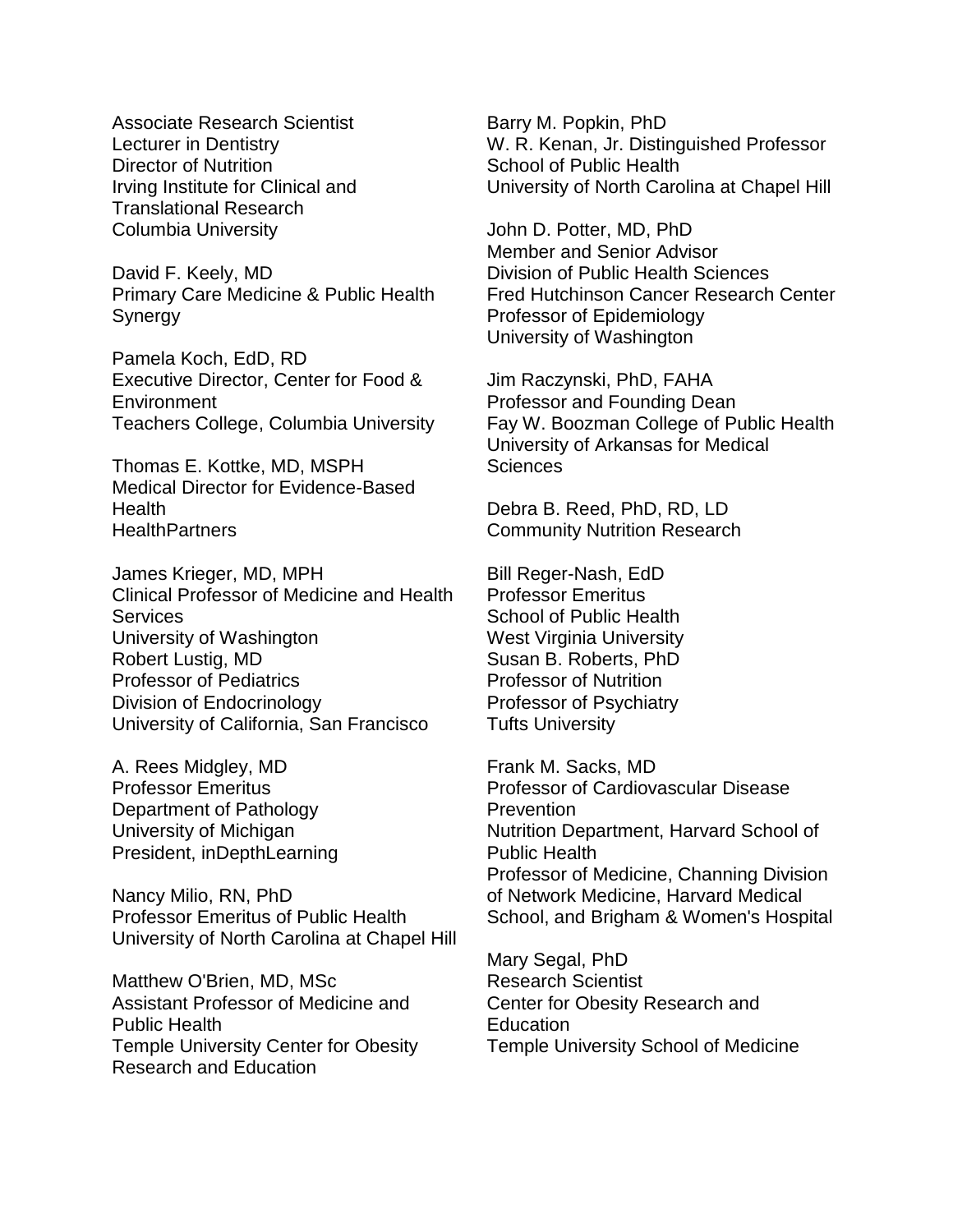Associate Research Scientist
Lecturer in Dentistry
Director of Nutrition
Irving Institute for Clinical and Translational Research
Columbia University

David F. Keely, MD
Primary Care Medicine & Public Health Synergy

Pamela Koch, EdD, RD
Executive Director, Center for Food & Environment
Teachers College, Columbia University

Thomas E. Kottke, MD, MSPH
Medical Director for Evidence-Based Health
HealthPartners

James Krieger, MD, MPH
Clinical Professor of Medicine and Health Services
University of Washington

Robert Lustig, MD
Professor of Pediatrics
Division of Endocrinology
University of California, San Francisco

A. Rees Midgley, MD
Professor Emeritus
Department of Pathology
University of Michigan
President, inDepthLearning

Nancy Milio, RN, PhD
Professor Emeritus of Public Health
University of North Carolina at Chapel Hill

Matthew O'Brien, MD, MSc
Assistant Professor of Medicine and Public Health
Temple University Center for Obesity Research and Education

Barry M. Popkin, PhD
W. R. Kenan, Jr. Distinguished Professor
School of Public Health
University of North Carolina at Chapel Hill

John D. Potter, MD, PhD
Member and Senior Advisor
Division of Public Health Sciences
Fred Hutchinson Cancer Research Center
Professor of Epidemiology
University of Washington

Jim Raczynski, PhD, FAHA
Professor and Founding Dean
Fay W. Boozman College of Public Health
University of Arkansas for Medical Sciences

Debra B. Reed, PhD, RD, LD
Community Nutrition Research

Bill Reger-Nash, EdD
Professor Emeritus
School of Public Health
West Virginia University

Susan B. Roberts, PhD
Professor of Nutrition
Professor of Psychiatry
Tufts University

Frank M. Sacks, MD
Professor of Cardiovascular Disease Prevention
Nutrition Department, Harvard School of Public Health
Professor of Medicine, Channing Division of Network Medicine, Harvard Medical School, and Brigham & Women's Hospital

Mary Segal, PhD
Research Scientist
Center for Obesity Research and Education
Temple University School of Medicine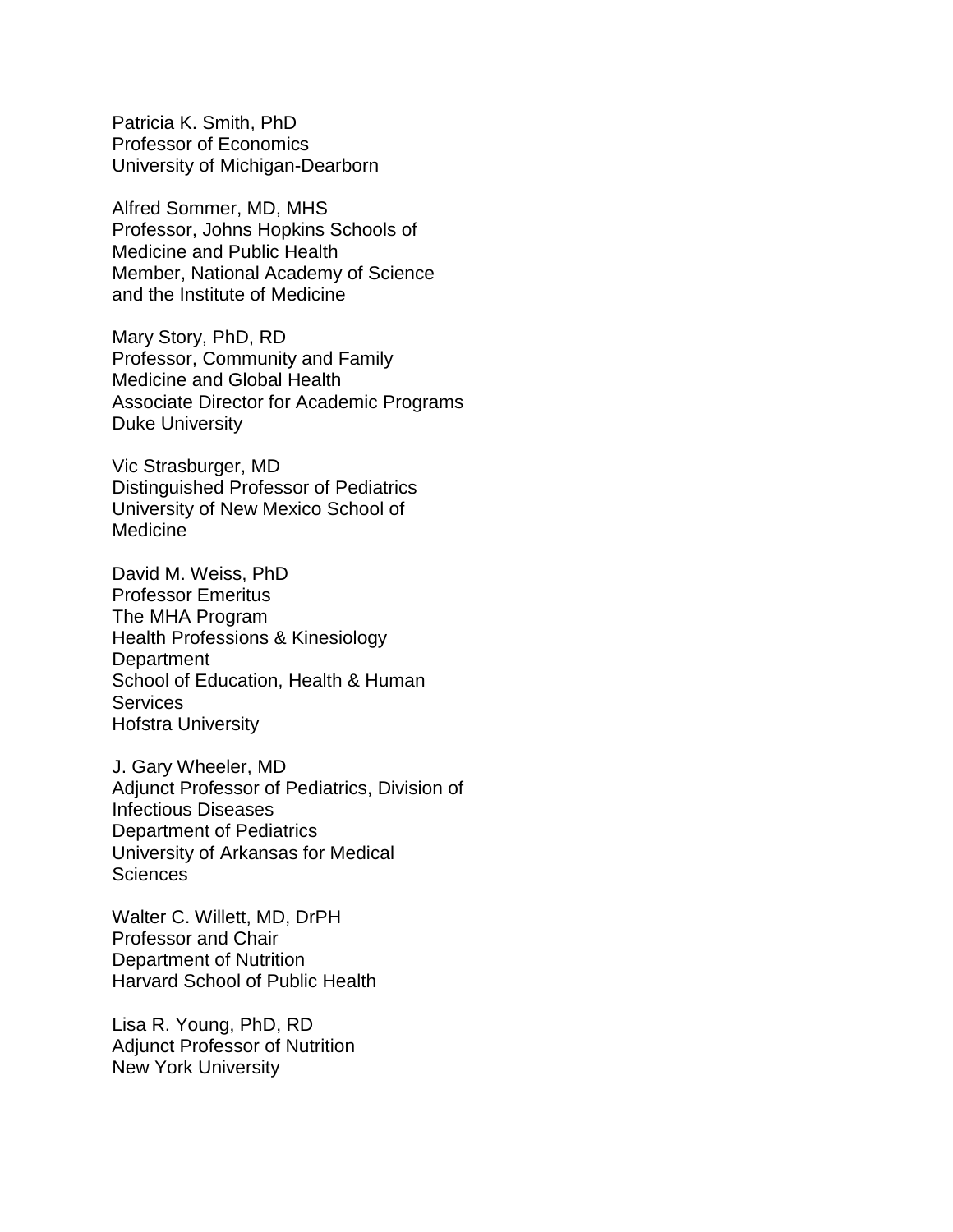Patricia K. Smith, PhD
Professor of Economics
University of Michigan-Dearborn

Alfred Sommer, MD, MHS
Professor, Johns Hopkins Schools of Medicine and Public Health
Member, National Academy of Science and the Institute of Medicine

Mary Story, PhD, RD
Professor, Community and Family Medicine and Global Health
Associate Director for Academic Programs
Duke University

Vic Strasburger, MD
Distinguished Professor of Pediatrics
University of New Mexico School of Medicine

David M. Weiss, PhD
Professor Emeritus
The MHA Program
Health Professions & Kinesiology Department
School of Education, Health & Human Services
Hofstra University

J. Gary Wheeler, MD
Adjunct Professor of Pediatrics, Division of Infectious Diseases
Department of Pediatrics
University of Arkansas for Medical Sciences

Walter C. Willett, MD, DrPH
Professor and Chair
Department of Nutrition
Harvard School of Public Health

Lisa R. Young, PhD, RD
Adjunct Professor of Nutrition
New York University